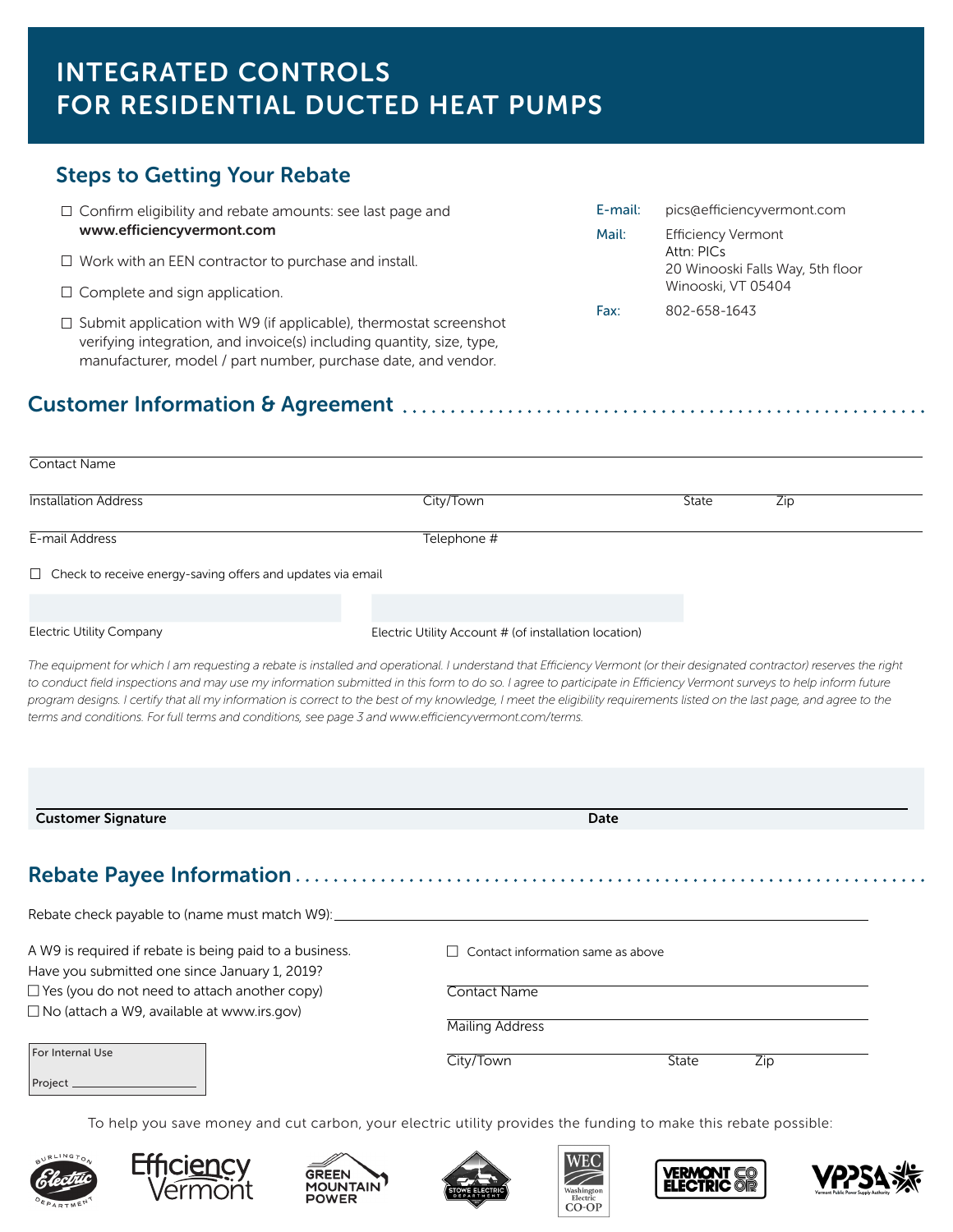# INTEGRATED CONTROLS FOR RESIDENTIAL DUCTED HEAT PUMPS

## Steps to Getting Your Rebate

- ☐ Confirm eligibility and rebate amounts: see last page and **www.efficiencyvermont.com**
- ☐ Work with an EEN contractor to purchase and install.
- ☐ Complete and sign application.
- ☐ Submit application with W9 (if applicable), thermostat screenshot verifying integration, and invoice(s) including quantity, size, type, manufacturer, model / part number, purchase date, and vendor.

E-mail: pics@efficiencyvermont.com

Mail: Efficiency Vermont
Attn: PICs
20 Winooski Falls Way, 5th floor
Winooski, VT 05404

Fax: 802-658-1643

## Customer Information & Agreement

Contact Name

Installation Address | City/Town | State | Zip

E-mail Address | Telephone #

☐ Check to receive energy-saving offers and updates via email

Electric Utility Company | Electric Utility Account # (of installation location)

*The equipment for which I am requesting a rebate is installed and operational. I understand that Efficiency Vermont (or their designated contractor) reserves the right to conduct field inspections and may use my information submitted in this form to do so. I agree to participate in Efficiency Vermont surveys to help inform future program designs. I certify that all my information is correct to the best of my knowledge, I meet the eligibility requirements listed on the last page, and agree to the terms and conditions. For full terms and conditions, see page 3 and www.efficiencyvermont.com/terms.*

**Customer Signature** | **Date**

## Rebate Payee Information

Rebate check payable to (name must match W9): ____________________

A W9 is required if rebate is being paid to a business.
Have you submitted one since January 1, 2019?

☐ Yes (you do not need to attach another copy)

☐ No (attach a W9, available at www.irs.gov)

☐ Contact information same as above

Contact Name

Mailing Address

City/Town | State | Zip

For Internal Use

Project ____________

To help you save money and cut carbon, your electric utility provides the funding to make this rebate possible:

Burlington Electric Department | Efficiency Vermont | Green Mountain Power | Stowe Electric Department | WEC Washington Electric CO-OP | Vermont Electric Co-op | VPPSA Vermont Public Power Supply Authority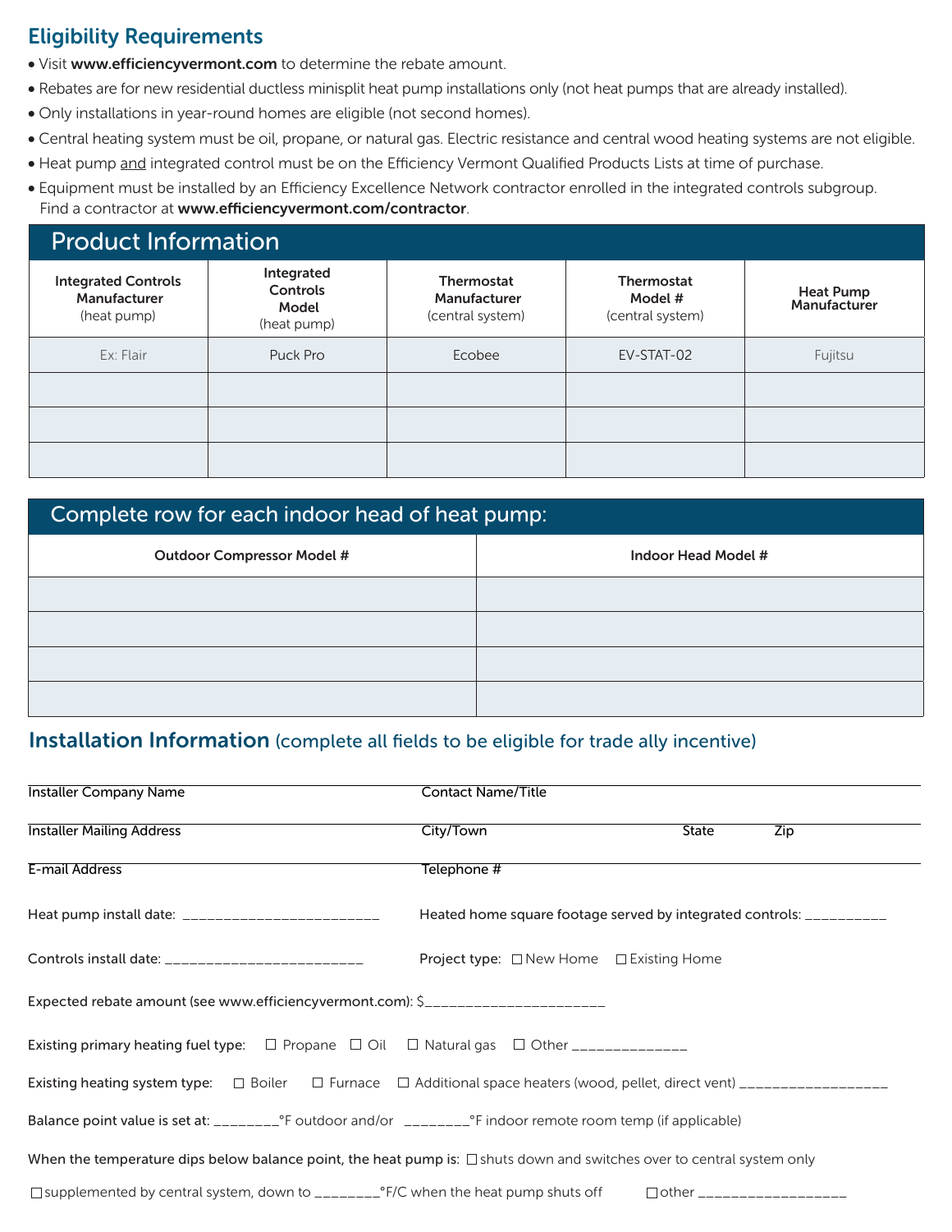## Eligibility Requirements

- Visit **www.efficiencyvermont.com** to determine the rebate amount.
- Rebates are for new residential ductless minisplit heat pump installations only (not heat pumps that are already installed).
- Only installations in year-round homes are eligible (not second homes).
- Central heating system must be oil, propane, or natural gas. Electric resistance and central wood heating systems are not eligible.
- Heat pump and integrated control must be on the Efficiency Vermont Qualified Products Lists at time of purchase.
- Equipment must be installed by an Efficiency Excellence Network contractor enrolled in the integrated controls subgroup. Find a contractor at **www.efficiencyvermont.com/contractor**.

## Product Information

| Integrated Controls Manufacturer (heat pump) | Integrated Controls Model (heat pump) | Thermostat Manufacturer (central system) | Thermostat Model # (central system) | Heat Pump Manufacturer |
|---|---|---|---|---|
| Ex: Flair | Puck Pro | Ecobee | EV-STAT-02 | Fujitsu |
| | | | | |
| | | | | |
| | | | | |

## Complete row for each indoor head of heat pump:

| Outdoor Compressor Model # | Indoor Head Model # |
|---|---|
| | |
| | |
| | |
| | |

## Installation Information (complete all fields to be eligible for trade ally incentive)

Installer Company Name ______________________ Contact Name/Title ______________________

Installer Mailing Address ______________________ City/Town ______________ State ______ Zip ______

E-mail Address ______________________ Telephone # ______________________

Heat pump install date: ________________________ Heated home square footage served by integrated controls: __________

Controls install date: ________________________ Project type: ☐ New Home ☐ Existing Home

Expected rebate amount (see www.efficiencyvermont.com): $______________________

Existing primary heating fuel type: ☐ Propane ☐ Oil ☐ Natural gas ☐ Other ______________

Existing heating system type: ☐ Boiler ☐ Furnace ☐ Additional space heaters (wood, pellet, direct vent) __________________

Balance point value is set at: ________°F outdoor and/or ________°F indoor remote room temp (if applicable)

When the temperature dips below balance point, the heat pump is: ☐ shuts down and switches over to central system only

☐ supplemented by central system, down to ________°F/C when the heat pump shuts off ☐ other __________________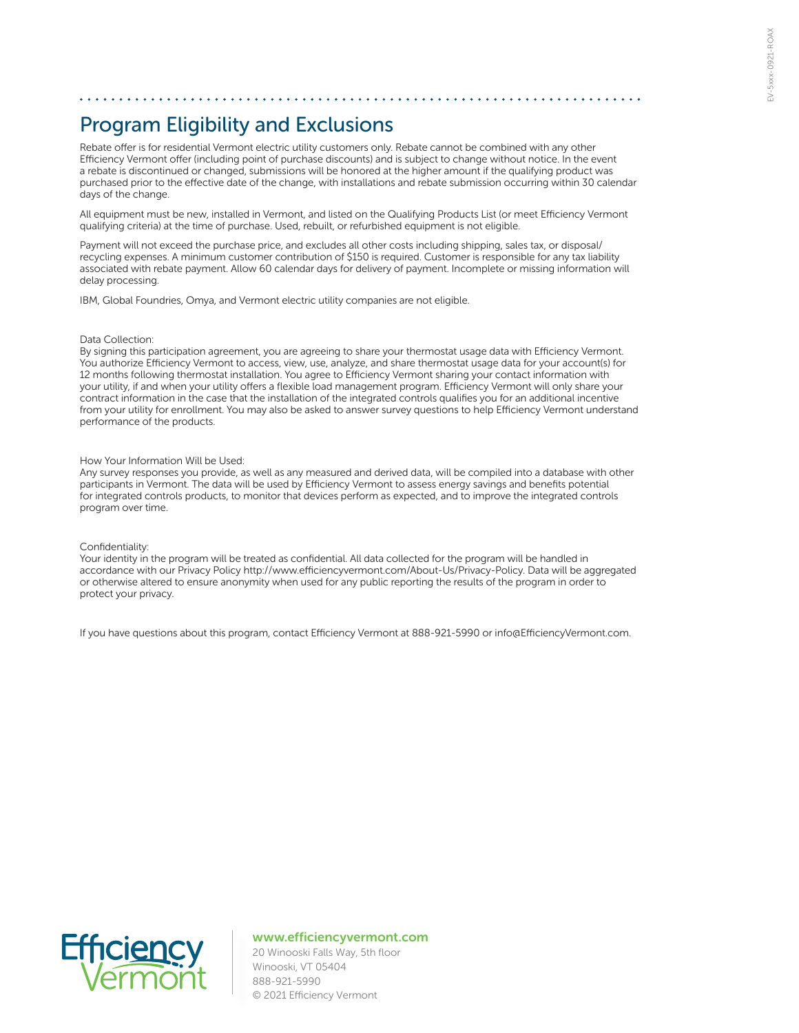## Program Eligibility and Exclusions

Rebate offer is for residential Vermont electric utility customers only. Rebate cannot be combined with any other Efficiency Vermont offer (including point of purchase discounts) and is subject to change without notice. In the event a rebate is discontinued or changed, submissions will be honored at the higher amount if the qualifying product was purchased prior to the effective date of the change, with installations and rebate submission occurring within 30 calendar days of the change.

All equipment must be new, installed in Vermont, and listed on the Qualifying Products List (or meet Efficiency Vermont qualifying criteria) at the time of purchase. Used, rebuilt, or refurbished equipment is not eligible.

Payment will not exceed the purchase price, and excludes all other costs including shipping, sales tax, or disposal/recycling expenses. A minimum customer contribution of $150 is required. Customer is responsible for any tax liability associated with rebate payment. Allow 60 calendar days for delivery of payment. Incomplete or missing information will delay processing.

IBM, Global Foundries, Omya, and Vermont electric utility companies are not eligible.

Data Collection:
By signing this participation agreement, you are agreeing to share your thermostat usage data with Efficiency Vermont. You authorize Efficiency Vermont to access, view, use, analyze, and share thermostat usage data for your account(s) for 12 months following thermostat installation. You agree to Efficiency Vermont sharing your contact information with your utility, if and when your utility offers a flexible load management program. Efficiency Vermont will only share your contract information in the case that the installation of the integrated controls qualifies you for an additional incentive from your utility for enrollment. You may also be asked to answer survey questions to help Efficiency Vermont understand performance of the products.

How Your Information Will be Used:
Any survey responses you provide, as well as any measured and derived data, will be compiled into a database with other participants in Vermont. The data will be used by Efficiency Vermont to assess energy savings and benefits potential for integrated controls products, to monitor that devices perform as expected, and to improve the integrated controls program over time.

Confidentiality:
Your identity in the program will be treated as confidential. All data collected for the program will be handled in accordance with our Privacy Policy http://www.efficiencyvermont.com/About-Us/Privacy-Policy. Data will be aggregated or otherwise altered to ensure anonymity when used for any public reporting the results of the program in order to protect your privacy.

If you have questions about this program, contact Efficiency Vermont at 888-921-5990 or info@EfficiencyVermont.com.

Efficiency Vermont

www.efficiencyvermont.com
20 Winooski Falls Way, 5th floor
Winooski, VT 05404
888-921-5990
© 2021 Efficiency Vermont